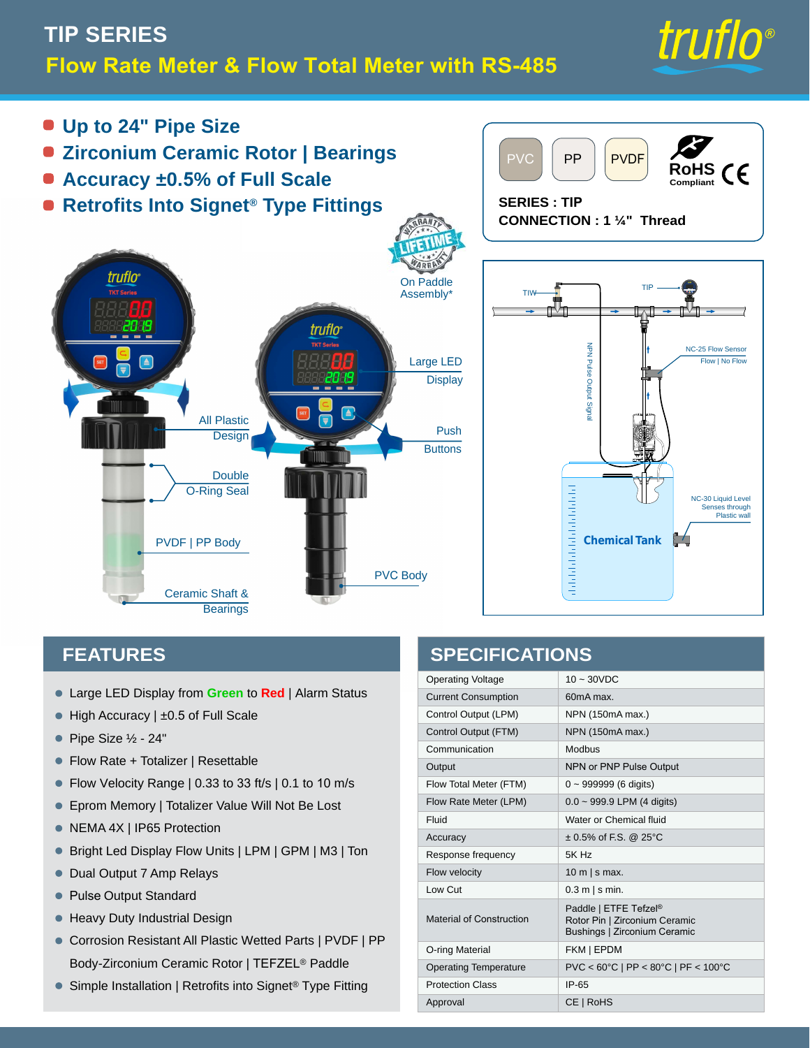# TIP SERIES

## Flow Rate Meter & Flow Total Meter with RS-485

truflo®

- **Up to 24" Pipe Size**
- **Zirconium Ceramic Rotor | Bearings**
- **Accuracy ±0.5% of Full Scale**
- **Retrofits Into Signet® Type Fittings**

PVC | PP | PVDF | RoHS Compliant | CE

**SERIES : TIP**
**CONNECTION : 1 ¼" Thread**

LIFETIME WARRANTY — On Paddle Assembly*

Large LED Display

Push Buttons

All Plastic Design

Double O-Ring Seal

PVDF | PP Body

PVC Body

Ceramic Shaft & Bearings

TIW — TIP — NPN Pulse Output Signal — NC-25 Flow Sensor Flow | No Flow — NC-30 Liquid Level Senses through Plastic wall — Chemical Tank

## FEATURES

- Large LED Display from Green to Red | Alarm Status
- High Accuracy | ±0.5 of Full Scale
- Pipe Size ½ - 24"
- Flow Rate + Totalizer | Resettable
- Flow Velocity Range | 0.33 to 33 ft/s | 0.1 to 10 m/s
- Eprom Memory | Totalizer Value Will Not Be Lost
- NEMA 4X | IP65 Protection
- Bright Led Display Flow Units | LPM | GPM | M3 | Ton
- Dual Output 7 Amp Relays
- Pulse Output Standard
- Heavy Duty Industrial Design
- Corrosion Resistant All Plastic Wetted Parts | PVDF | PP Body-Zirconium Ceramic Rotor | TEFZEL® Paddle
- Simple Installation | Retrofits into Signet® Type Fitting

## SPECIFICATIONS

| | |
|---|---|
| Operating Voltage | 10 ~ 30VDC |
| Current Consumption | 60mA max. |
| Control Output (LPM) | NPN (150mA max.) |
| Control Output (FTM) | NPN (150mA max.) |
| Communication | Modbus |
| Output | NPN or PNP Pulse Output |
| Flow Total Meter (FTM) | 0 ~ 999999 (6 digits) |
| Flow Rate Meter (LPM) | 0.0 ~ 999.9 LPM (4 digits) |
| Fluid | Water or Chemical fluid |
| Accuracy | ± 0.5% of F.S. @ 25°C |
| Response frequency | 5K Hz |
| Flow velocity | 10 m \| s max. |
| Low Cut | 0.3 m \| s min. |
| Material of Construction | Paddle \| ETFE Tefzel® <br> Rotor Pin \| Zirconium Ceramic <br> Bushings \| Zirconium Ceramic |
| O-ring Material | FKM \| EPDM |
| Operating Temperature | PVC < 60°C \| PP < 80°C \| PF < 100°C |
| Protection Class | IP-65 |
| Approval | CE \| RoHS |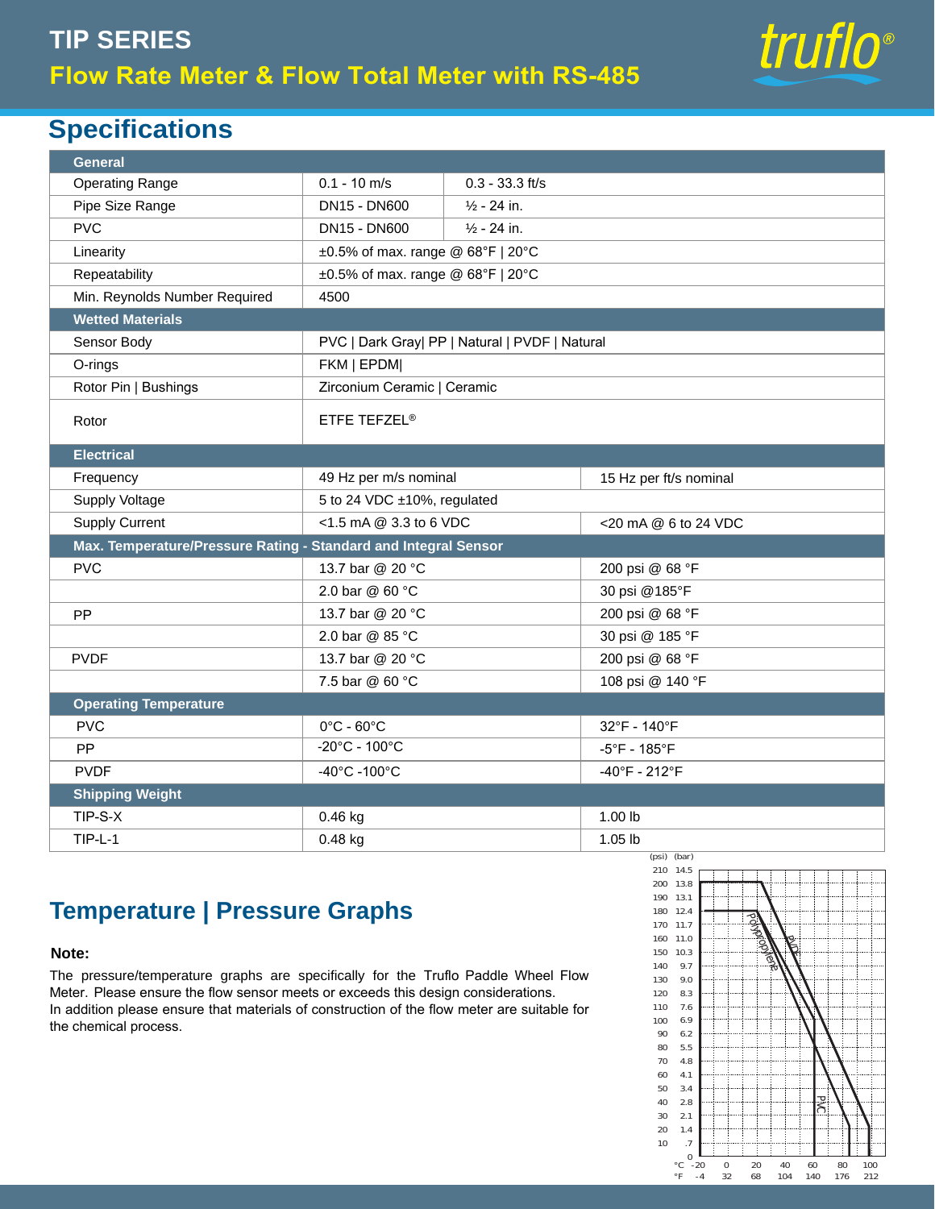# TIP SERIES

## Flow Rate Meter & Flow Total Meter with RS-485

## Specifications

| General | | |
|---|---|---|
| Operating Range | 0.1 - 10 m/s | 0.3 - 33.3 ft/s |
| Pipe Size Range | DN15 - DN600 | ½ - 24 in. |
| PVC | DN15 - DN600 | ½ - 24 in. |
| Linearity | ±0.5% of max. range @ 68°F \| 20°C | |
| Repeatability | ±0.5% of max. range @ 68°F \| 20°C | |
| Min. Reynolds Number Required | 4500 | |
| **Wetted Materials** | | |
| Sensor Body | PVC \| Dark Gray\| PP \| Natural \| PVDF \| Natural | |
| O-rings | FKM \| EPDM\| | |
| Rotor Pin \| Bushings | Zirconium Ceramic \| Ceramic | |
| Rotor | ETFE TEFZEL® | |
| **Electrical** | | |
| Frequency | 49 Hz per m/s nominal | 15 Hz per ft/s nominal |
| Supply Voltage | 5 to 24 VDC ±10%, regulated | |
| Supply Current | <1.5 mA @ 3.3 to 6 VDC | <20 mA @ 6 to 24 VDC |
| **Max. Temperature/Pressure Rating - Standard and Integral Sensor** | | |
| PVC | 13.7 bar @ 20 °C | 200 psi @ 68 °F |
| | 2.0 bar @ 60 °C | 30 psi @185°F |
| PP | 13.7 bar @ 20 °C | 200 psi @ 68 °F |
| | 2.0 bar @ 85 °C | 30 psi @ 185 °F |
| PVDF | 13.7 bar @ 20 °C | 200 psi @ 68 °F |
| | 7.5 bar @ 60 °C | 108 psi @ 140 °F |
| **Operating Temperature** | | |
| PVC | 0°C - 60°C | 32°F - 140°F |
| PP | -20°C - 100°C | -5°F - 185°F |
| PVDF | -40°C -100°C | -40°F - 212°F |
| **Shipping Weight** | | |
| TIP-S-X | 0.46 kg | 1.00 lb |
| TIP-L-1 | 0.48 kg | 1.05 lb |

## Temperature | Pressure Graphs

**Note:**

The pressure/temperature graphs are specifically for the Truflo Paddle Wheel Flow Meter. Please ensure the flow sensor meets or exceeds this design considerations.
In addition please ensure that materials of construction of the flow meter are suitable for the chemical process.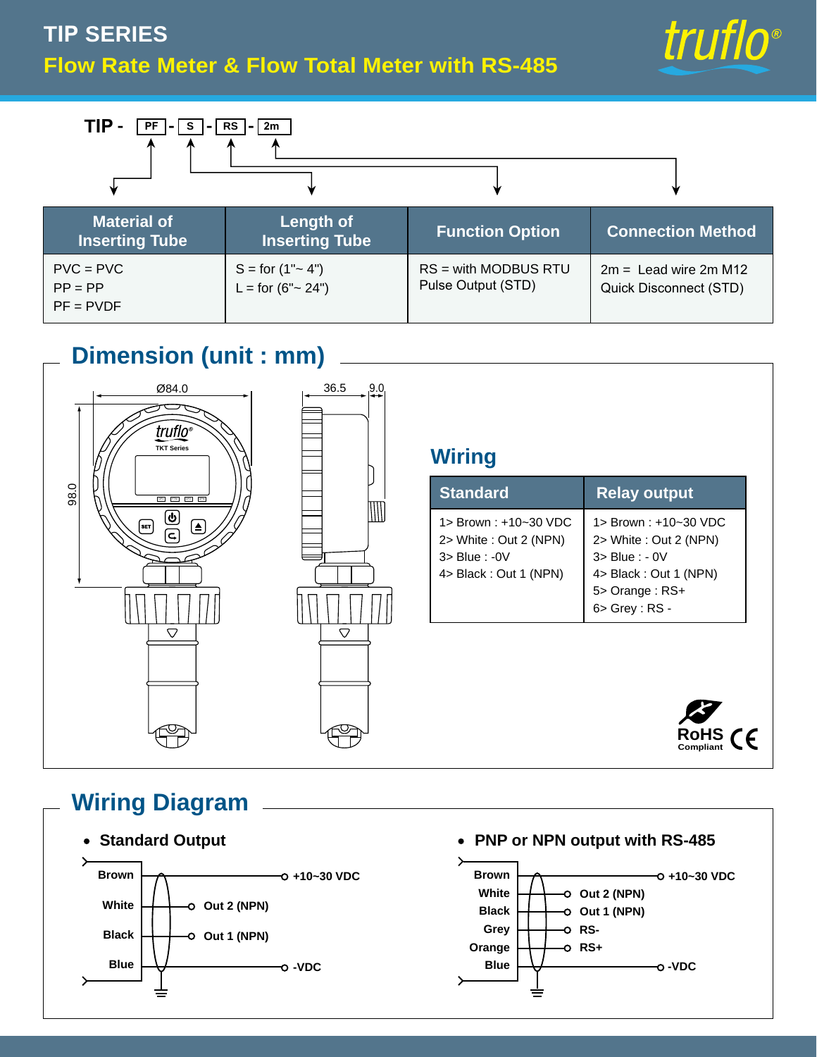# TIP SERIES

## Flow Rate Meter & Flow Total Meter with RS-485

TIP - PF - S - RS - 2m

| Material of Inserting Tube | Length of Inserting Tube | Function Option | Connection Method |
|---|---|---|---|
| PVC = PVC<br>PP = PP<br>PF = PVDF | S = for (1"~ 4")<br>L = for (6"~ 24") | RS = with MODBUS RTU Pulse Output (STD) | 2m = Lead wire 2m M12 Quick Disconnect (STD) |

## Dimension (unit : mm)

Ø84.0

98.0

36.5

9.0

truflo®

TKT Series

SET

## Wiring

| Standard | Relay output |
|---|---|
| 1> Brown : +10~30 VDC<br>2> White : Out 2 (NPN)<br>3> Blue : -0V<br>4> Black : Out 1 (NPN) | 1> Brown : +10~30 VDC<br>2> White : Out 2 (NPN)<br>3> Blue : - 0V<br>4> Black : Out 1 (NPN)<br>5> Orange : RS+<br>6> Grey : RS - |

RoHS Compliant CE

## Wiring Diagram

- **Standard Output**

Brown — +10~30 VDC

White — Out 2 (NPN)

Black — Out 1 (NPN)

Blue — -VDC

- **PNP or NPN output with RS-485**

Brown — +10~30 VDC

White — Out 2 (NPN)

Black — Out 1 (NPN)

Grey — RS-

Orange — RS+

Blue — -VDC